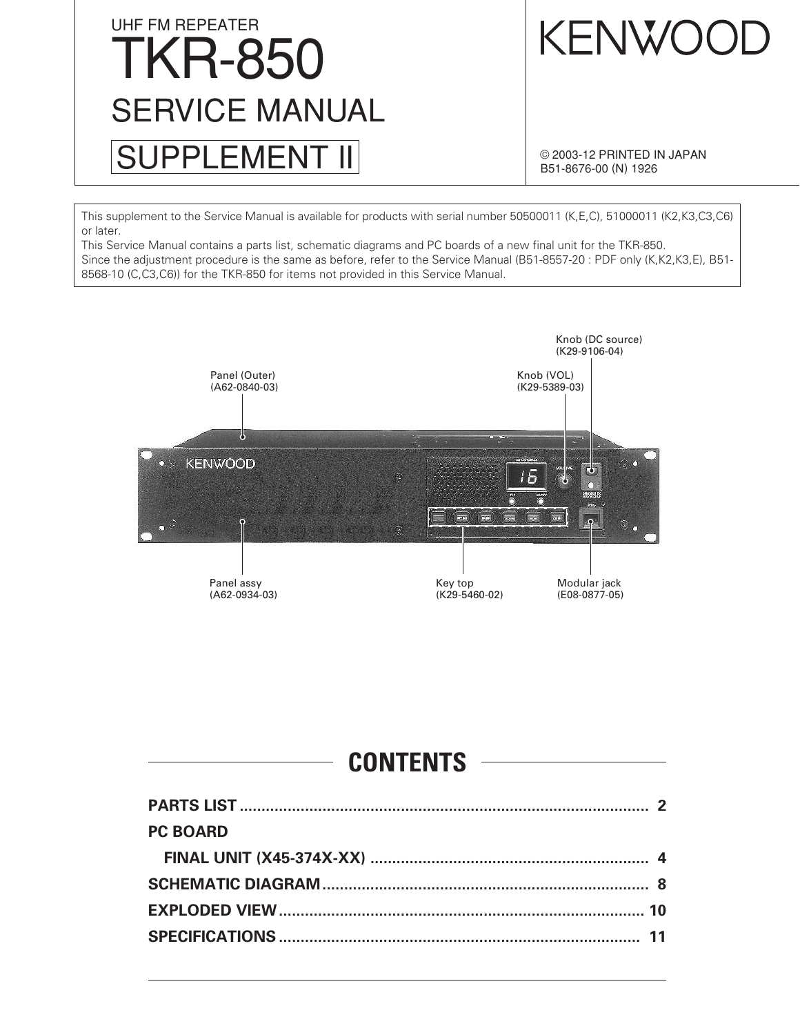UHF FM REPEATER

# TKR-850

# SERVICE MANUAL

## SUPPLEMENT II

# KENWOOD

© 2003-12 PRINTED IN JAPAN
B51-8676-00 (N) 1926

This supplement to the Service Manual is available for products with serial number 50500011 (K,E,C), 51000011 (K2,K3,C3,C6) or later.
This Service Manual contains a parts list, schematic diagrams and PC boards of a new final unit for the TKR-850.
Since the adjustment procedure is the same as before, refer to the Service Manual (B51-8557-20 : PDF only (K,K2,K3,E), B51-8568-10 (C,C3,C6)) for the TKR-850 for items not provided in this Service Manual.

Knob (DC source)
(K29-9106-04)

Panel (Outer)
(A62-0840-03)

Knob (VOL)
(K29-5389-03)

Panel assy
(A62-0934-03)

Key top
(K29-5460-02)

Modular jack
(E08-0877-05)

## CONTENTS

**PARTS LIST** .................................................................. 2

**PC BOARD**

**FINAL UNIT (X45-374X-XX)** .................................................. 4

**SCHEMATIC DIAGRAM** ......................................................... 8

**EXPLODED VIEW** .............................................................. 10

**SPECIFICATIONS** ............................................................. 11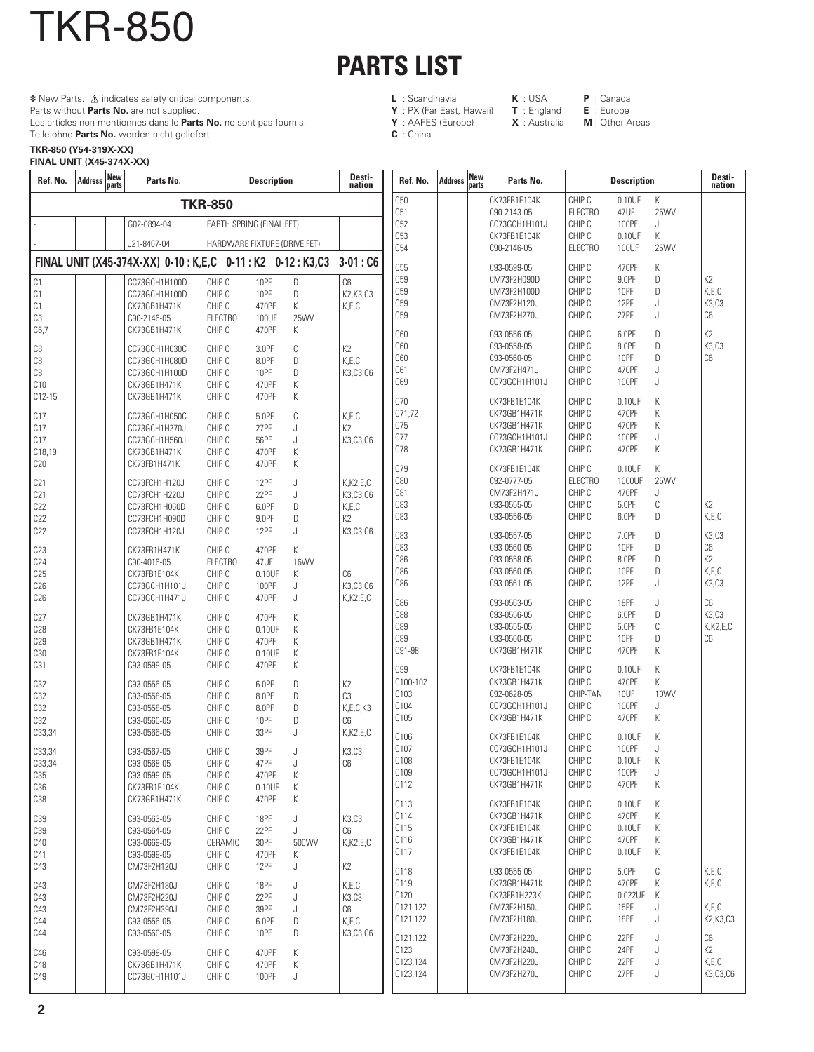# TKR-850

## PARTS LIST

✻ New Parts. ⚠ indicates safety critical components.
Parts without **Parts No.** are not supplied.
Les articles non mentionnes dans le **Parts No.** ne sont pas fournis.
Teile ohne **Parts No.** werden nicht geliefert.

**L** : Scandinavia **K** : USA **P** : Canada
**Y** : PX (Far East, Hawaii) **T** : England **E** : Europe
**Y** : AAFES (Europe) **X** : Australia **M** : Other Areas
**C** : China

**TKR-850 (Y54-319X-XX)**
**FINAL UNIT (X45-374X-XX)**

| Ref. No. | Address | New parts | Parts No. | Description | | | Desti-nation |
|---|---|---|---|---|---|---|---|
| **TKR-850** | | | | | | | |
| - | | | G02-0894-04 | EARTH SPRING (FINAL FET) | | | |
| - | | | J21-8467-04 | HARDWARE FIXTURE (DRIVE FET) | | | |
| **FINAL UNIT (X45-374X-XX) 0-10 : K,E,C 0-11 : K2 0-12 : K3,C3 3-01 : C6** | | | | | | | |
| C1 | | | CC73GCH1H100D | CHIP C | 10PF | D | C6 |
| C1 | | | CC73GCH1H100D | CHIP C | 10PF | D | K2,K3,C3 |
| C1 | | | CK73GB1H471K | CHIP C | 470PF | K | K,E,C |
| C3 | | | C90-2146-05 | ELECTRO | 100UF | 25WV | |
| C6,7 | | | CK73GB1H471K | CHIP C | 470PF | K | |
| C8 | | | CC73GCH1H030C | CHIP C | 3.0PF | C | K2 |
| C8 | | | CC73GCH1H080D | CHIP C | 8.0PF | D | K,E,C |
| C8 | | | CC73GCH1H100D | CHIP C | 10PF | D | K3,C3,C6 |
| C10 | | | CK73GB1H471K | CHIP C | 470PF | K | |
| C12-15 | | | CK73GB1H471K | CHIP C | 470PF | K | |
| C17 | | | CC73GCH1H050C | CHIP C | 5.0PF | C | K,E,C |
| C17 | | | CC73GCH1H270J | CHIP C | 27PF | J | K2 |
| C17 | | | CC73GCH1H560J | CHIP C | 56PF | J | K3,C3,C6 |
| C18,19 | | | CK73GB1H471K | CHIP C | 470PF | K | |
| C20 | | | CK73FB1H471K | CHIP C | 470PF | K | |
| C21 | | | CC73FCH1H120J | CHIP C | 12PF | J | K,K2,E,C |
| C21 | | | CC73FCH1H220J | CHIP C | 22PF | J | K3,C3,C6 |
| C22 | | | CC73FCH1H060D | CHIP C | 6.0PF | D | K,E,C |
| C22 | | | CC73FCH1H090D | CHIP C | 9.0PF | D | K2 |
| C22 | | | CC73FCH1H120J | CHIP C | 12PF | J | K3,C3,C6 |
| C23 | | | CK73FB1H471K | CHIP C | 470PF | K | |
| C24 | | | C90-4016-05 | ELECTRO | 47UF | 16WV | |
| C25 | | | CK73FB1E104K | CHIP C | 0.10UF | K | C6 |
| C26 | | | CC73GCH1H101J | CHIP C | 100PF | J | K3,C3,C6 |
| C26 | | | CC73GCH1H471J | CHIP C | 470PF | J | K,K2,E,C |
| C27 | | | CK73GB1H471K | CHIP C | 470PF | K | |
| C28 | | | CK73FB1E104K | CHIP C | 0.10UF | K | |
| C29 | | | CK73GB1H471K | CHIP C | 470PF | K | |
| C30 | | | CK73FB1E104K | CHIP C | 0.10UF | K | |
| C31 | | | C93-0599-05 | CHIP C | 470PF | K | |
| C32 | | | C93-0556-05 | CHIP C | 6.0PF | D | K2 |
| C32 | | | C93-0558-05 | CHIP C | 8.0PF | D | C3 |
| C32 | | | C93-0558-05 | CHIP C | 8.0PF | D | K,E,C,K3 |
| C32 | | | C93-0560-05 | CHIP C | 10PF | D | C6 |
| C33,34 | | | C93-0566-05 | CHIP C | 33PF | J | K,K2,E,C |
| C33,34 | | | C93-0567-05 | CHIP C | 39PF | J | K3,C3 |
| C33,34 | | | C93-0568-05 | CHIP C | 47PF | J | C6 |
| C35 | | | C93-0599-05 | CHIP C | 470PF | K | |
| C36 | | | CK73FB1E104K | CHIP C | 0.10UF | K | |
| C38 | | | CK73GB1H471K | CHIP C | 470PF | K | |
| C39 | | | C93-0563-05 | CHIP C | 18PF | J | K3,C3 |
| C39 | | | C93-0564-05 | CHIP C | 22PF | J | C6 |
| C40 | | | C93-0669-05 | CERAMIC | 30PF | 500WV | K,K2,E,C |
| C41 | | | C93-0599-05 | CHIP C | 470PF | K | |
| C43 | | | CM73F2H120J | CHIP C | 12PF | J | K2 |
| C43 | | | CM73F2H180J | CHIP C | 18PF | J | K,E,C |
| C43 | | | CM73F2H220J | CHIP C | 22PF | J | K3,C3 |
| C43 | | | CM73F2H390J | CHIP C | 39PF | J | C6 |
| C44 | | | C93-0556-05 | CHIP C | 6.0PF | D | K,E,C |
| C44 | | | C93-0560-05 | CHIP C | 10PF | D | K3,C3,C6 |
| C46 | | | C93-0599-05 | CHIP C | 470PF | K | |
| C48 | | | CK73GB1H471K | CHIP C | 470PF | K | |
| C49 | | | CC73GCH1H101J | CHIP C | 100PF | J | |
| C50 | | | CK73FB1E104K | CHIP C | 0.10UF | K | |
| C51 | | | C90-2143-05 | ELECTRO | 47UF | 25WV | |
| C52 | | | CC73GCH1H101J | CHIP C | 100PF | J | |
| C53 | | | CK73FB1E104K | CHIP C | 0.10UF | K | |
| C54 | | | C90-2146-05 | ELECTRO | 100UF | 25WV | |
| C55 | | | C93-0599-05 | CHIP C | 470PF | K | |
| C59 | | | CM73F2H090D | CHIP C | 9.0PF | D | K2 |
| C59 | | | CM73F2H100D | CHIP C | 10PF | D | K,E,C |
| C59 | | | CM73F2H120J | CHIP C | 12PF | J | K3,C3 |
| C59 | | | CM73F2H270J | CHIP C | 27PF | J | C6 |
| C60 | | | C93-0556-05 | CHIP C | 6.0PF | D | K2 |
| C60 | | | C93-0558-05 | CHIP C | 8.0PF | D | K3,C3 |
| C60 | | | C93-0560-05 | CHIP C | 10PF | D | C6 |
| C61 | | | CM73F2H471J | CHIP C | 470PF | J | |
| C69 | | | CC73GCH1H101J | CHIP C | 100PF | J | |
| C70 | | | CK73FB1E104K | CHIP C | 0.10UF | K | |
| C71,72 | | | CK73GB1H471K | CHIP C | 470PF | K | |
| C75 | | | CK73GB1H471K | CHIP C | 470PF | K | |
| C77 | | | CC73GCH1H101J | CHIP C | 100PF | J | |
| C78 | | | CK73GB1H471K | CHIP C | 470PF | K | |
| C79 | | | CK73FB1E104K | CHIP C | 0.10UF | K | |
| C80 | | | C92-0777-05 | ELECTRO | 1000UF | 25WV | |
| C81 | | | CM73F2H471J | CHIP C | 470PF | J | |
| C83 | | | C93-0555-05 | CHIP C | 5.0PF | C | K2 |
| C83 | | | C93-0556-05 | CHIP C | 6.0PF | D | K,E,C |
| C83 | | | C93-0557-05 | CHIP C | 7.0PF | D | K3,C3 |
| C83 | | | C93-0560-05 | CHIP C | 10PF | D | C6 |
| C86 | | | C93-0558-05 | CHIP C | 8.0PF | D | K2 |
| C86 | | | C93-0560-05 | CHIP C | 10PF | D | K,E,C |
| C86 | | | C93-0561-05 | CHIP C | 12PF | J | K3,C3 |
| C86 | | | C93-0563-05 | CHIP C | 18PF | J | C6 |
| C88 | | | C93-0556-05 | CHIP C | 6.0PF | D | K3,C3 |
| C89 | | | C93-0555-05 | CHIP C | 5.0PF | C | K,K2,E,C |
| C89 | | | C93-0560-05 | CHIP C | 10PF | D | C6 |
| C91-98 | | | CK73GB1H471K | CHIP C | 470PF | K | |
| C99 | | | CK73FB1E104K | CHIP C | 0.10UF | K | |
| C100-102 | | | CK73GB1H471K | CHIP C | 470PF | K | |
| C103 | | | C92-0628-05 | CHIP-TAN | 10UF | 10WV | |
| C104 | | | CC73GCH1H101J | CHIP C | 100PF | J | |
| C105 | | | CK73GB1H471K | CHIP C | 470PF | K | |
| C106 | | | CK73FB1E104K | CHIP C | 0.10UF | K | |
| C107 | | | CC73GCH1H101J | CHIP C | 100PF | J | |
| C108 | | | CK73FB1E104K | CHIP C | 0.10UF | K | |
| C109 | | | CC73GCH1H101J | CHIP C | 100PF | J | |
| C112 | | | CK73GB1H471K | CHIP C | 470PF | K | |
| C113 | | | CK73FB1E104K | CHIP C | 0.10UF | K | |
| C114 | | | CK73GB1H471K | CHIP C | 470PF | K | |
| C115 | | | CK73FB1E104K | CHIP C | 0.10UF | K | |
| C116 | | | CK73GB1H471K | CHIP C | 470PF | K | |
| C117 | | | CK73FB1E104K | CHIP C | 0.10UF | K | |
| C118 | | | C93-0555-05 | CHIP C | 5.0PF | C | K,E,C |
| C119 | | | CK73GB1H471K | CHIP C | 470PF | K | K,E,C |
| C120 | | | CK73FB1H223K | CHIP C | 0.022UF | K | |
| C121,122 | | | CM73F2H150J | CHIP C | 15PF | J | K,E,C |
| C121,122 | | | CM73F2H180J | CHIP C | 18PF | J | K2,K3,C3 |
| C121,122 | | | CM73F2H220J | CHIP C | 22PF | J | C6 |
| C123 | | | CM73F2H240J | CHIP C | 24PF | J | K2 |
| C123,124 | | | CM73F2H220J | CHIP C | 22PF | J | K,E,C |
| C123,124 | | | CM73F2H270J | CHIP C | 27PF | J | K3,C3,C6 |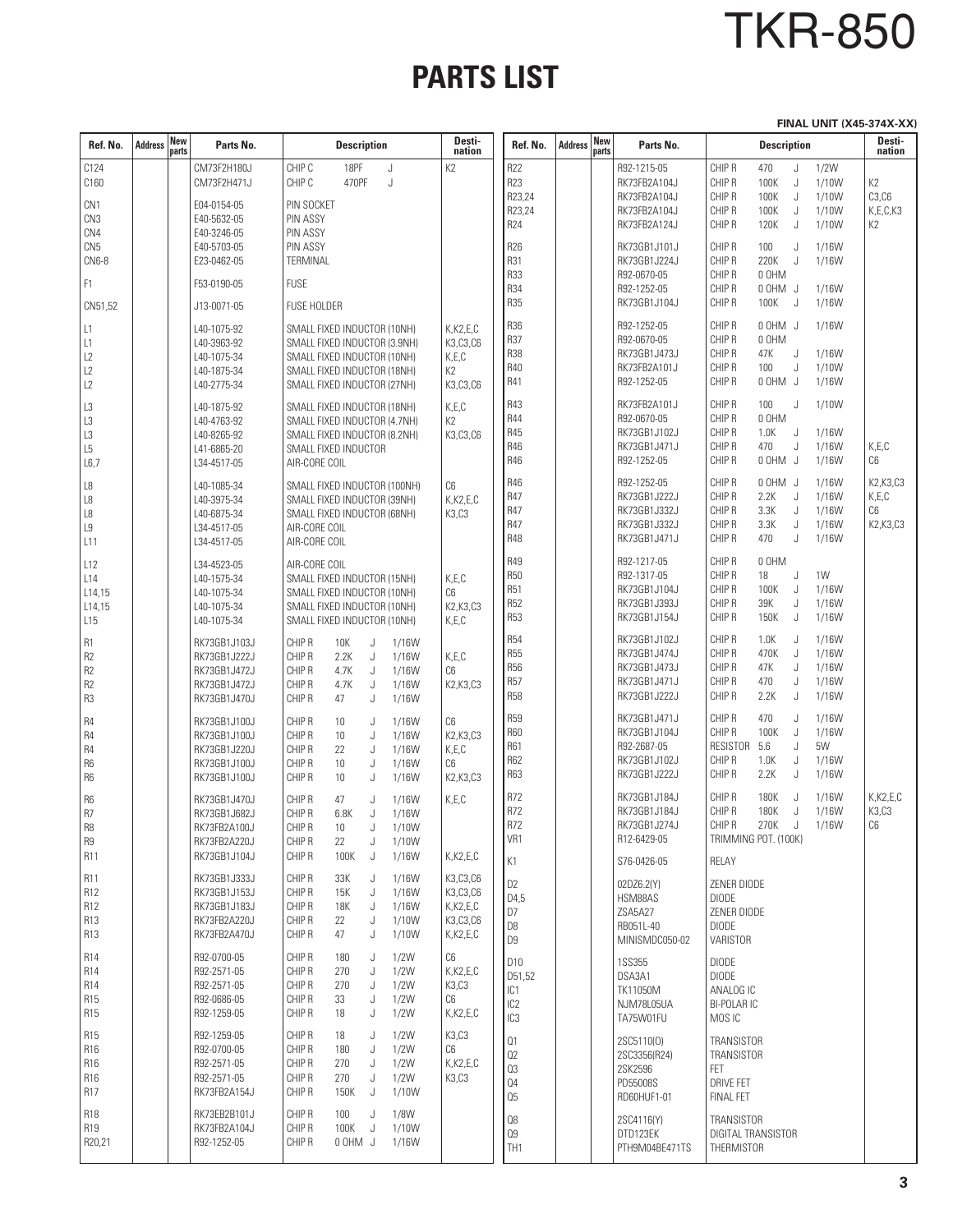# TKR-850

## PARTS LIST

**FINAL UNIT (X45-374X-XX)**

| Ref. No. | Address | New parts | Parts No. | Description | Desti-nation |
|---|---|---|---|---|---|
| C124 | | | CM73F2H180J | CHIP C 18PF J | K2 |
| C160 | | | CM73F2H471J | CHIP C 470PF J | |
| CN1 | | | E04-0154-05 | PIN SOCKET | |
| CN3 | | | E40-5632-05 | PIN ASSY | |
| CN4 | | | E40-3246-05 | PIN ASSY | |
| CN5 | | | E40-5703-05 | PIN ASSY | |
| CN6-8 | | | E23-0462-05 | TERMINAL | |
| F1 | | | F53-0190-05 | FUSE | |
| CN51,52 | | | J13-0071-05 | FUSE HOLDER | |
| L1 | | | L40-1075-92 | SMALL FIXED INDUCTOR (10NH) | K,K2,E,C |
| L1 | | | L40-3963-92 | SMALL FIXED INDUCTOR (3.9NH) | K3,C3,C6 |
| L2 | | | L40-1075-34 | SMALL FIXED INDUCTOR (10NH) | K,E,C |
| L2 | | | L40-1875-34 | SMALL FIXED INDUCTOR (18NH) | K2 |
| L2 | | | L40-2775-34 | SMALL FIXED INDUCTOR (27NH) | K3,C3,C6 |
| L3 | | | L40-1875-92 | SMALL FIXED INDUCTOR (18NH) | K,E,C |
| L3 | | | L40-4763-92 | SMALL FIXED INDUCTOR (4.7NH) | K2 |
| L3 | | | L40-8265-92 | SMALL FIXED INDUCTOR (8.2NH) | K3,C3,C6 |
| L5 | | | L41-6865-20 | SMALL FIXED INDUCTOR | |
| L6,7 | | | L34-4517-05 | AIR-CORE COIL | |
| L8 | | | L40-1085-34 | SMALL FIXED INDUCTOR (100NH) | C6 |
| L8 | | | L40-3975-34 | SMALL FIXED INDUCTOR (39NH) | K,K2,E,C |
| L8 | | | L40-6875-34 | SMALL FIXED INDUCTOR (68NH) | K3,C3 |
| L9 | | | L34-4517-05 | AIR-CORE COIL | |
| L11 | | | L34-4517-05 | AIR-CORE COIL | |
| L12 | | | L34-4523-05 | AIR-CORE COIL | |
| L14 | | | L40-1575-34 | SMALL FIXED INDUCTOR (15NH) | K,E,C |
| L14,15 | | | L40-1075-34 | SMALL FIXED INDUCTOR (10NH) | C6 |
| L14,15 | | | L40-1075-34 | SMALL FIXED INDUCTOR (10NH) | K2,K3,C3 |
| L15 | | | L40-1075-34 | SMALL FIXED INDUCTOR (10NH) | K,E,C |
| R1 | | | RK73GB1J103J | CHIP R 10K J 1/16W | |
| R2 | | | RK73GB1J222J | CHIP R 2.2K J 1/16W | K,E,C |
| R2 | | | RK73GB1J472J | CHIP R 4.7K J 1/16W | C6 |
| R2 | | | RK73GB1J472J | CHIP R 4.7K J 1/16W | K2,K3,C3 |
| R3 | | | RK73GB1J470J | CHIP R 47 J 1/16W | |
| R4 | | | RK73GB1J100J | CHIP R 10 J 1/16W | C6 |
| R4 | | | RK73GB1J100J | CHIP R 10 J 1/16W | K2,K3,C3 |
| R4 | | | RK73GB1J220J | CHIP R 22 J 1/16W | K,E,C |
| R6 | | | RK73GB1J100J | CHIP R 10 J 1/16W | C6 |
| R6 | | | RK73GB1J100J | CHIP R 10 J 1/16W | K2,K3,C3 |
| R6 | | | RK73GB1J470J | CHIP R 47 J 1/16W | K,E,C |
| R7 | | | RK73GB1J682J | CHIP R 6.8K J 1/16W | |
| R8 | | | RK73FB2A100J | CHIP R 10 J 1/10W | |
| R9 | | | RK73FB2A220J | CHIP R 22 J 1/10W | |
| R11 | | | RK73GB1J104J | CHIP R 100K J 1/16W | K,K2,E,C |
| R11 | | | RK73GB1J333J | CHIP R 33K J 1/16W | K3,C3,C6 |
| R12 | | | RK73GB1J153J | CHIP R 15K J 1/16W | K3,C3,C6 |
| R12 | | | RK73GB1J183J | CHIP R 18K J 1/16W | K,K2,E,C |
| R13 | | | RK73FB2A220J | CHIP R 22 J 1/10W | K3,C3,C6 |
| R13 | | | RK73FB2A470J | CHIP R 47 J 1/10W | K,K2,E,C |
| R14 | | | R92-0700-05 | CHIP R 180 J 1/2W | C6 |
| R14 | | | R92-2571-05 | CHIP R 270 J 1/2W | K,K2,E,C |
| R14 | | | R92-2571-05 | CHIP R 270 J 1/2W | K3,C3 |
| R15 | | | R92-0686-05 | CHIP R 33 J 1/2W | C6 |
| R15 | | | R92-1259-05 | CHIP R 18 J 1/2W | K,K2,E,C |
| R15 | | | R92-1259-05 | CHIP R 18 J 1/2W | K3,C3 |
| R16 | | | R92-0700-05 | CHIP R 180 J 1/2W | C6 |
| R16 | | | R92-2571-05 | CHIP R 270 J 1/2W | K,K2,E,C |
| R16 | | | R92-2571-05 | CHIP R 270 J 1/2W | K3,C3 |
| R17 | | | RK73FB2A154J | CHIP R 150K J 1/10W | |
| R18 | | | RK73EB2B101J | CHIP R 100 J 1/8W | |
| R19 | | | RK73FB2A104J | CHIP R 100K J 1/10W | |
| R20,21 | | | R92-1252-05 | CHIP R 0 OHM J 1/16W | |
| R22 | | | R92-1215-05 | CHIP R 470 J 1/2W | |
| R23 | | | RK73FB2A104J | CHIP R 100K J 1/10W | K2 |
| R23,24 | | | RK73FB2A104J | CHIP R 100K J 1/10W | C3,C6 |
| R23,24 | | | RK73FB2A104J | CHIP R 100K J 1/10W | K,E,C,K3 |
| R24 | | | RK73FB2A124J | CHIP R 120K J 1/10W | K2 |
| R26 | | | RK73GB1J101J | CHIP R 100 J 1/16W | |
| R31 | | | RK73GB1J224J | CHIP R 220K J 1/16W | |
| R33 | | | R92-0670-05 | CHIP R 0 OHM | |
| R34 | | | R92-1252-05 | CHIP R 0 OHM J 1/16W | |
| R35 | | | RK73GB1J104J | CHIP R 100K J 1/16W | |
| R36 | | | R92-1252-05 | CHIP R 0 OHM J 1/16W | |
| R37 | | | R92-0670-05 | CHIP R 0 OHM | |
| R38 | | | RK73GB1J473J | CHIP R 47K J 1/16W | |
| R40 | | | RK73FB2A101J | CHIP R 100 J 1/10W | |
| R41 | | | R92-1252-05 | CHIP R 0 OHM J 1/16W | |
| R43 | | | RK73FB2A101J | CHIP R 100 J 1/10W | |
| R44 | | | R92-0670-05 | CHIP R 0 OHM | |
| R45 | | | RK73GB1J102J | CHIP R 1.0K J 1/16W | |
| R46 | | | RK73GB1J471J | CHIP R 470 J 1/16W | K,E,C |
| R46 | | | R92-1252-05 | CHIP R 0 OHM J 1/16W | C6 |
| R46 | | | R92-1252-05 | CHIP R 0 OHM J 1/16W | K2,K3,C3 |
| R47 | | | RK73GB1J222J | CHIP R 2.2K J 1/16W | K,E,C |
| R47 | | | RK73GB1J332J | CHIP R 3.3K J 1/16W | C6 |
| R47 | | | RK73GB1J332J | CHIP R 3.3K J 1/16W | K2,K3,C3 |
| R48 | | | RK73GB1J471J | CHIP R 470 J 1/16W | |
| R49 | | | R92-1217-05 | CHIP R 0 OHM | |
| R50 | | | R92-1317-05 | CHIP R 18 J 1W | |
| R51 | | | RK73GB1J104J | CHIP R 100K J 1/16W | |
| R52 | | | RK73GB1J393J | CHIP R 39K J 1/16W | |
| R53 | | | RK73GB1J154J | CHIP R 150K J 1/16W | |
| R54 | | | RK73GB1J102J | CHIP R 1.0K J 1/16W | |
| R55 | | | RK73GB1J474J | CHIP R 470K J 1/16W | |
| R56 | | | RK73GB1J473J | CHIP R 47K J 1/16W | |
| R57 | | | RK73GB1J471J | CHIP R 470 J 1/16W | |
| R58 | | | RK73GB1J222J | CHIP R 2.2K J 1/16W | |
| R59 | | | RK73GB1J471J | CHIP R 470 J 1/16W | |
| R60 | | | RK73GB1J104J | CHIP R 100K J 1/16W | |
| R61 | | | R92-2687-05 | RESISTOR 5.6 J 5W | |
| R62 | | | RK73GB1J102J | CHIP R 1.0K J 1/16W | |
| R63 | | | RK73GB1J222J | CHIP R 2.2K J 1/16W | |
| R72 | | | RK73GB1J184J | CHIP R 180K J 1/16W | K,K2,E,C |
| R72 | | | RK73GB1J184J | CHIP R 180K J 1/16W | K3,C3 |
| R72 | | | RK73GB1J274J | CHIP R 270K J 1/16W | C6 |
| VR1 | | | R12-6429-05 | TRIMMING POT. (100K) | |
| K1 | | | S76-0426-05 | RELAY | |
| D2 | | | 02DZ6.2(Y) | ZENER DIODE | |
| D4,5 | | | HSM88AS | DIODE | |
| D7 | | | ZSA5A27 | ZENER DIODE | |
| D8 | | | RB051L-40 | DIODE | |
| D9 | | | MINISMDC050-02 | VARISTOR | |
| D10 | | | 1SS355 | DIODE | |
| D51,52 | | | DSA3A1 | DIODE | |
| IC1 | | | TK11050M | ANALOG IC | |
| IC2 | | | NJM78L05UA | BI-POLAR IC | |
| IC3 | | | TA75W01FU | MOS IC | |
| Q1 | | | 2SC5110(O) | TRANSISTOR | |
| Q2 | | | 2SC3356(R24) | TRANSISTOR | |
| Q3 | | | 2SK2596 | FET | |
| Q4 | | | PD55008S | DRIVE FET | |
| Q5 | | | RD60HUF1-01 | FINAL FET | |
| Q8 | | | 2SC4116(Y) | TRANSISTOR | |
| Q9 | | | DTD123EK | DIGITAL TRANSISTOR | |
| TH1 | | | PTH9M04BE471TS | THERMISTOR | |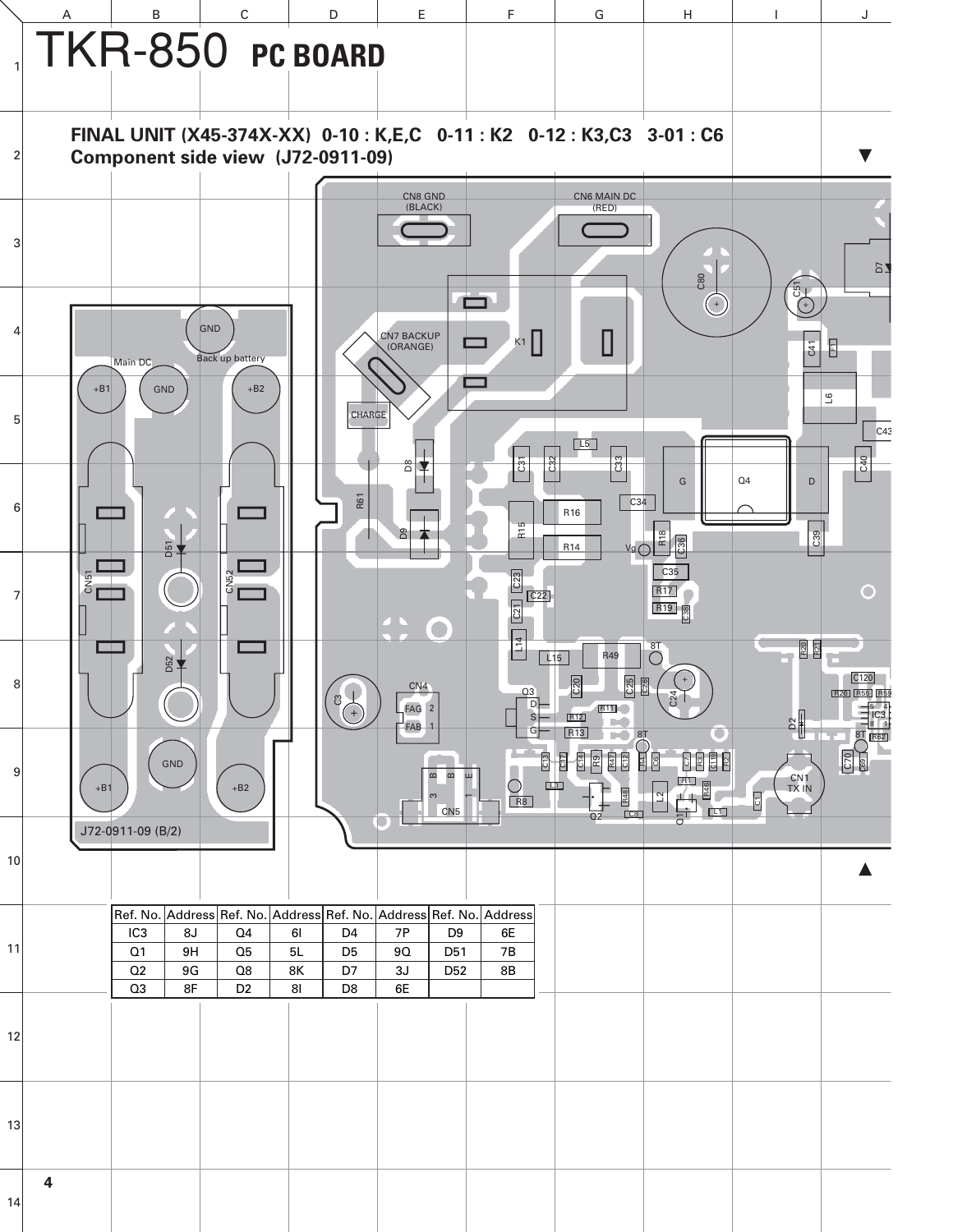# TKR-850 PC BOARD

**FINAL UNIT (X45-374X-XX) 0-10 : K,E,C 0-11 : K2 0-12 : K3,C3 3-01 : C6**
**Component side view (J72-0911-09)**

| Ref. No. | Address | Ref. No. | Address | Ref. No. | Address | Ref. No. | Address |
|---|---|---|---|---|---|---|---|
| IC3 | 8J | Q4 | 6I | D4 | 7P | D9 | 6E |
| Q1 | 9H | Q5 | 5L | D5 | 9Q | D51 | 7B |
| Q2 | 9G | Q8 | 8K | D7 | 3J | D52 | 8B |
| Q3 | 8F | D2 | 8I | D8 | 6E | | |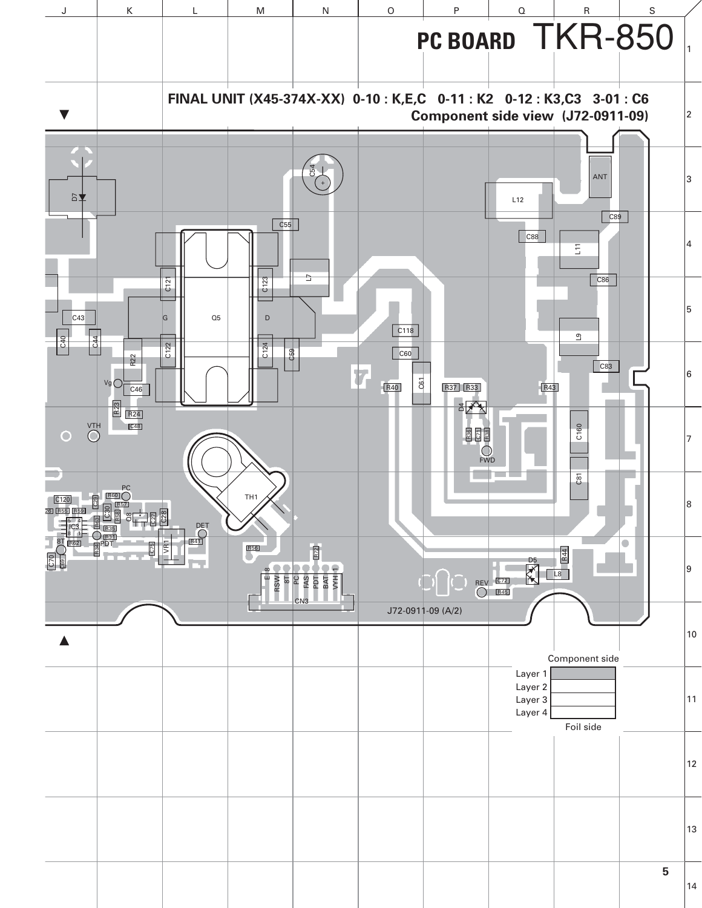# PC BOARD TKR-850

**FINAL UNIT (X45-374X-XX) 0-10 : K,E,C 0-11 : K2 0-12 : K3,C3 3-01 : C6**

**Component side view (J72-0911-09)**

J72-0911-09 (A/2)

| Component side | |
|---|---|
| Layer 1 | |
| Layer 2 | |
| Layer 3 | |
| Layer 4 | |
| Foil side | |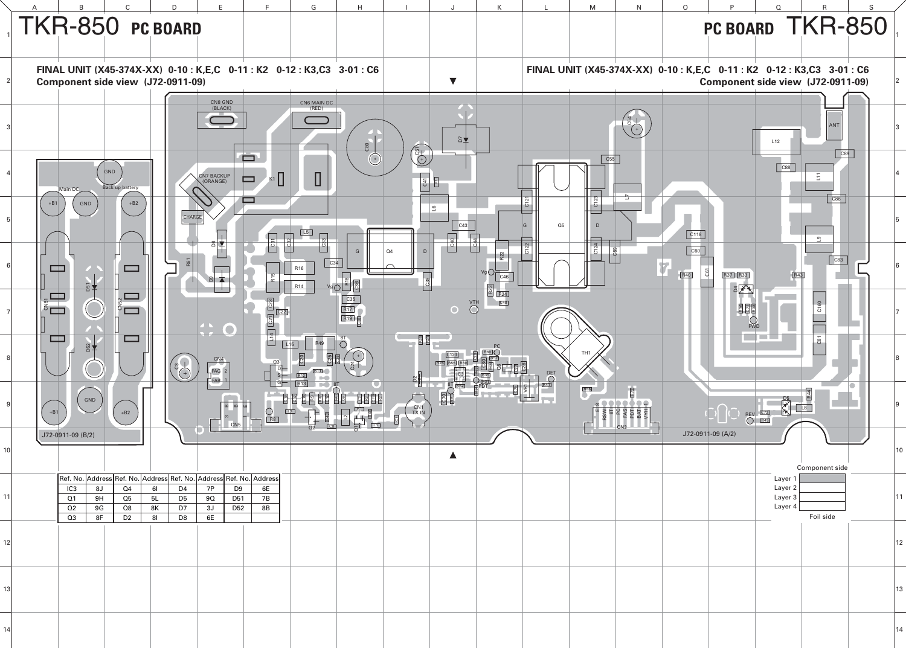# TKR-850 PC BOARD

**FINAL UNIT (X45-374X-XX) 0-10 : K,E,C 0-11 : K2 0-12 : K3,C3 3-01 : C6**
**Component side view (J72-0911-09)**

| Ref. No. | Address | Ref. No. | Address | Ref. No. | Address | Ref. No. | Address |
|---|---|---|---|---|---|---|---|
| IC3 | 8J | Q4 | 6I | D4 | 7P | D9 | 6E |
| Q1 | 9H | Q5 | 5L | D5 | 9Q | D51 | 7B |
| Q2 | 9G | Q8 | 8K | D7 | 3J | D52 | 8B |
| Q3 | 8F | D2 | 8I | D8 | 6E | | |

Component side

Layer 1
Layer 2
Layer 3
Layer 4

Foil side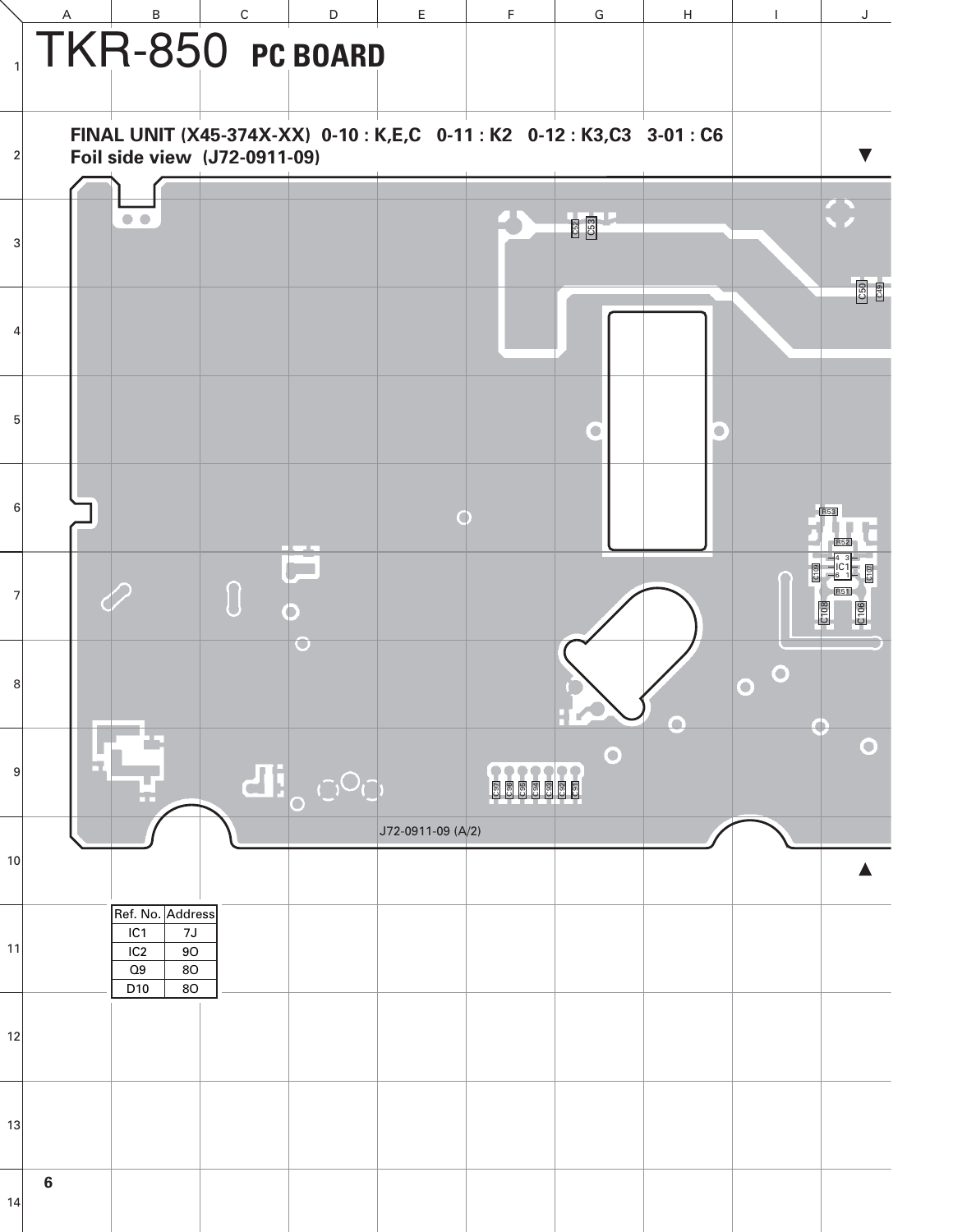# TKR-850 PC BOARD

**FINAL UNIT (X45-374X-XX) 0-10 : K,E,C 0-11 : K2 0-12 : K3,C3 3-01 : C6**
**Foil side view (J72-0911-09)**

J72-0911-09 (A/2)

| Ref. No. | Address |
|---|---|
| IC1 | 7J |
| IC2 | 9O |
| Q9 | 8O |
| D10 | 8O |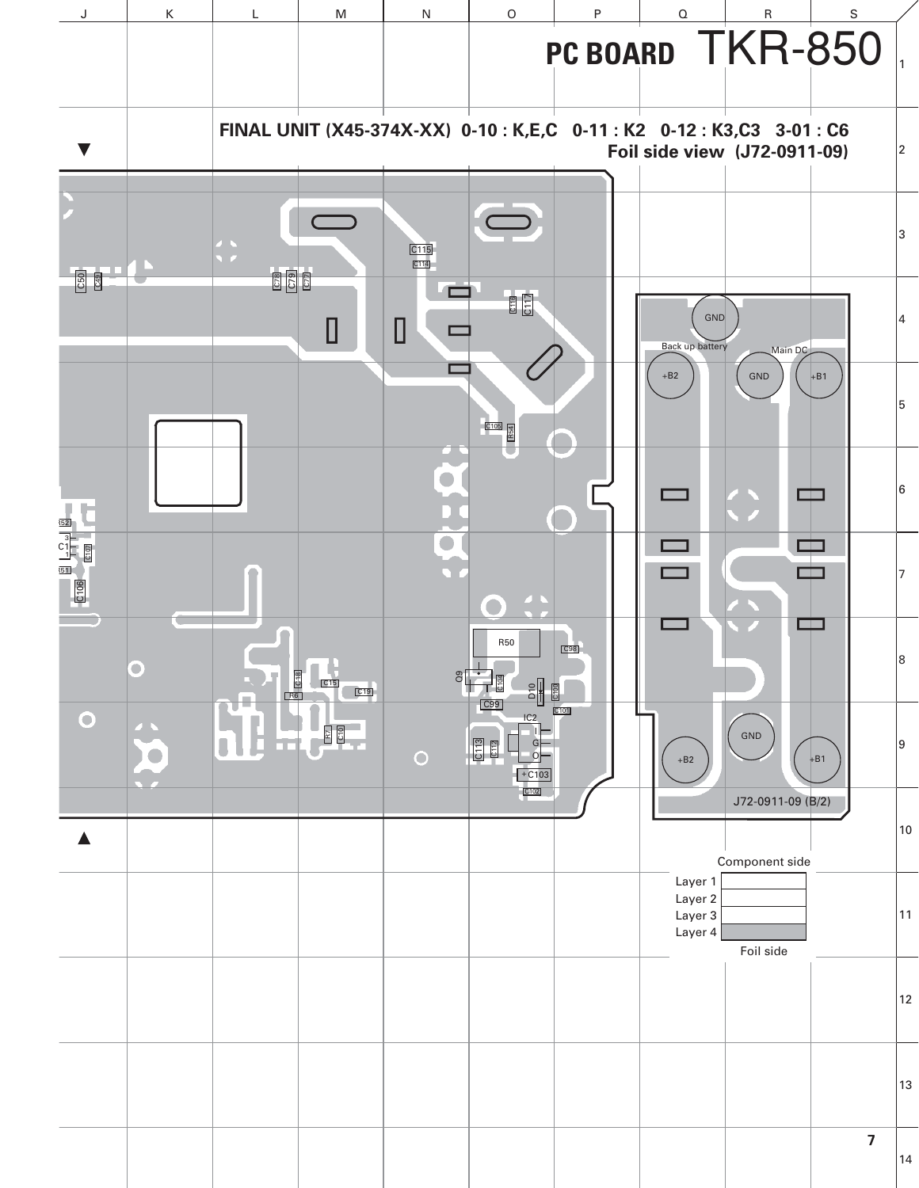# PC BOARD TKR-850

**FINAL UNIT (X45-374X-XX) 0-10 : K,E,C 0-11 : K2 0-12 : K3,C3 3-01 : C6**

**Foil side view (J72-0911-09)**

C115 C114 C50 C49 C78 C79 C77 C116 C117 C105 R54 R52 C1 C109 R51 C106 R50 C98 Q9 C104 D10 C100 C18 C15 R6 C19 C99 C101 IC2 I G O R7 C10 C113 C112 C103 C102

GND

Back up battery Main DC

+B2 GND +B1

GND

+B2 +B1

J72-0911-09 (B/2)

Component side

Layer 1
Layer 2
Layer 3
Layer 4

Foil side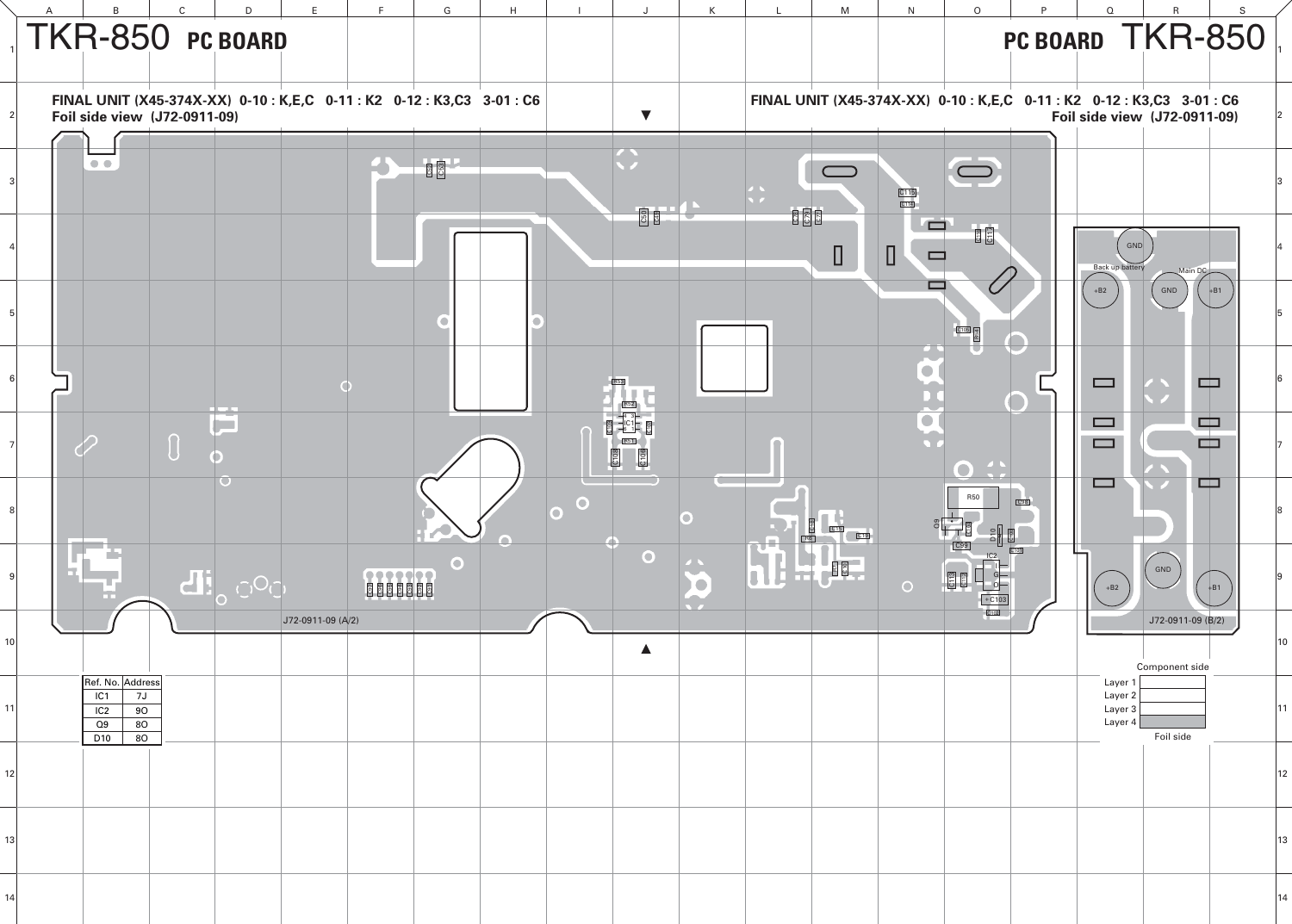# TKR-850 PC BOARD

## FINAL UNIT (X45-374X-XX) 0-10 : K,E,C 0-11 : K2 0-12 : K3,C3 3-01 : C6
**Foil side view (J72-0911-09)**

J72-0911-09 (A/2)

J72-0911-09 (B/2)

Back up battery

Main DC

GND

+B2

+B1

| Ref. No. | Address |
|---|---|
| IC1 | 7J |
| IC2 | 9O |
| Q9 | 8O |
| D10 | 8O |

Component side

Layer 1

Layer 2

Layer 3

Layer 4

Foil side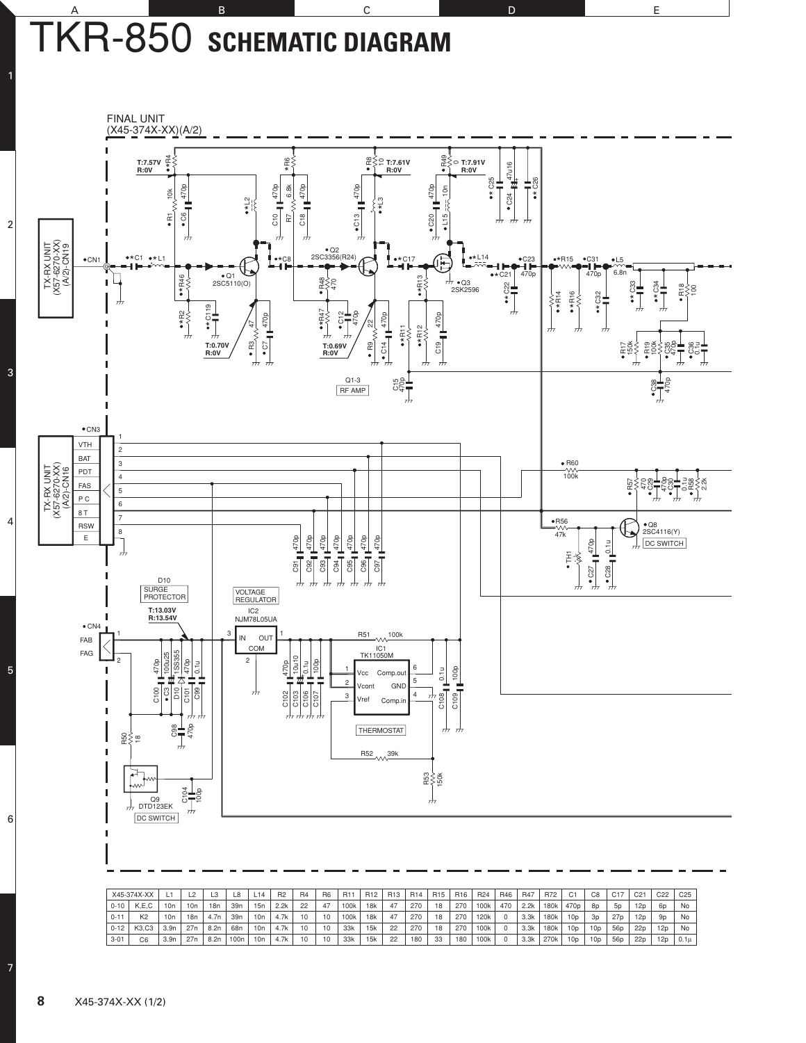# TKR-850 SCHEMATIC DIAGRAM

FINAL UNIT
(X45-374X-XX)(A/2)

TX-RX UNIT (X57-6270-XX) (A/2)-CN19

TX-RX UNIT (X57-6270-XX) (A/2)-CN16

CN3: 1 VTH, 2 BAT, 3 PDT, 4 FAS, 5 P C, 6 8 T, 7 RSW, 8 E

CN4: 1 FAB, 2 FAG

Q1 2SC5110(O)
Q2 2SC3356(R24)
Q3 2SK2596
Q1-3 RF AMP

Q8 2SC4116(Y) DC SWITCH

D10 SURGE PROTECTOR

VOLTAGE REGULATOR IC2 NJM78L05UA

IC1 TK11050M THERMOSTAT

Q9 DTD123EK DC SWITCH

T:7.57V R:0V
T:0.70V R:0V
T:7.61V R:0V
T:0.69V R:0V
T:7.91V R:0V
T:13.03V R:13.54V

| X45-374X-XX | L1 | L2 | L3 | L8 | L14 | R2 | R4 | R6 | R11 | R12 | R13 | R14 | R15 | R16 | R24 | R46 | R47 | R72 | C1 | C8 | C17 | C21 | C22 | C25 |
|---|---|---|---|---|---|---|---|---|---|---|---|---|---|---|---|---|---|---|---|---|---|---|---|---|
| 0-10 | K,E,C | 10n | 10n | 18n | 39n | 15n | 2.2k | 22 | 47 | 100k | 18k | 47 | 270 | 18 | 270 | 100k | 470 | 2.2k | 180k | 470p | 8p | 5p | 12p | 6p | No |
| 0-11 | K2 | 10n | 18n | 4.7n | 39n | 10n | 4.7k | 10 | 10 | 100k | 18k | 47 | 270 | 18 | 270 | 120k | 0 | 3.3k | 180k | 10p | 3p | 27p | 12p | 9p | No |
| 0-12 | K3,C3 | 3.9n | 27n | 8.2n | 68n | 10n | 4.7k | 10 | 10 | 33k | 15k | 22 | 270 | 18 | 270 | 100k | 0 | 3.3k | 180k | 10p | 10p | 56p | 22p | 12p | No |
| 3-01 | C6 | 3.9n | 27n | 8.2n | 100n | 10n | 4.7k | 10 | 10 | 33k | 15k | 22 | 180 | 33 | 180 | 100k | 0 | 3.3k | 270k | 10p | 10p | 56p | 22p | 12p | 0.1μ |

X45-374X-XX (1/2)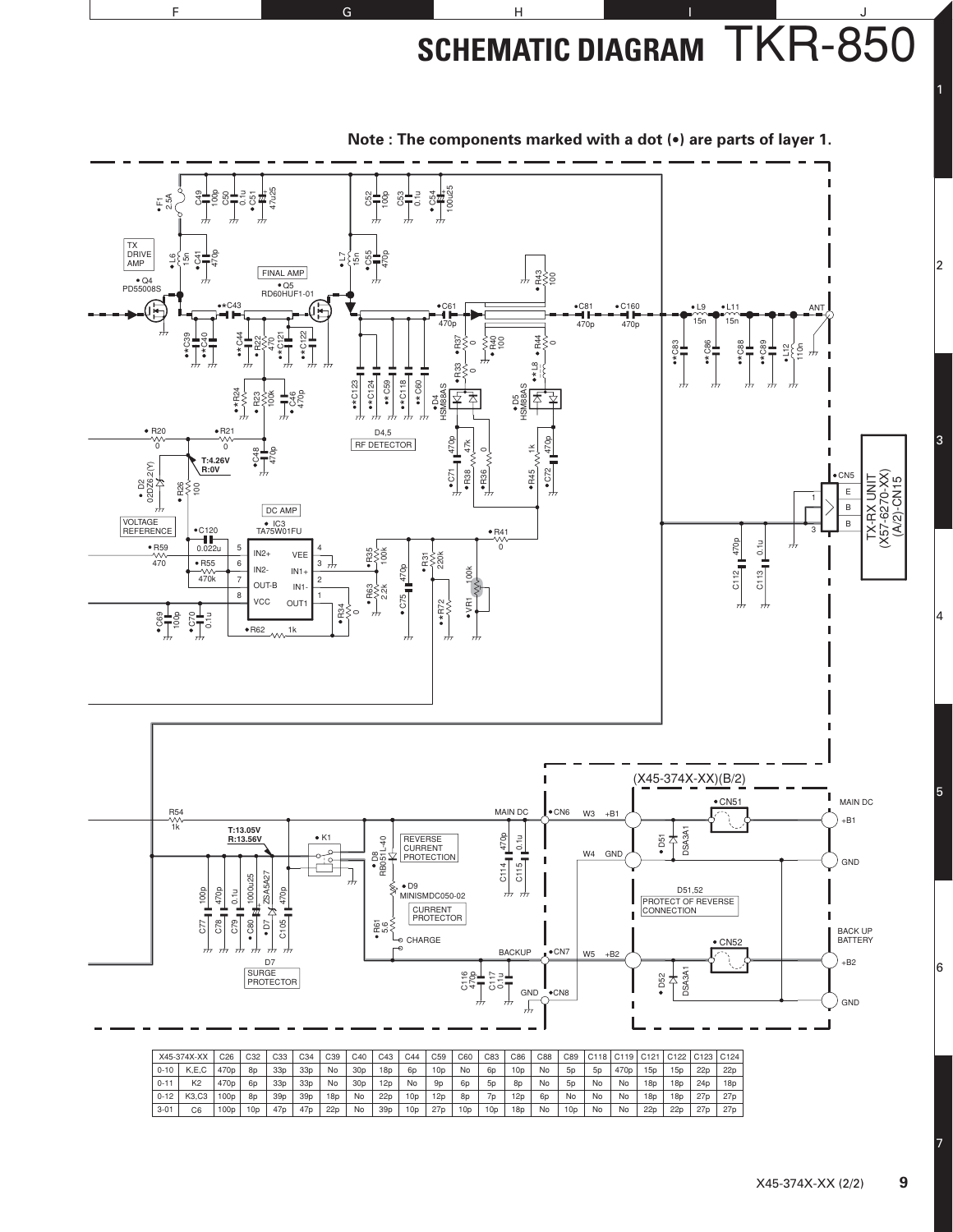# SCHEMATIC DIAGRAM TKR-850

**Note : The components marked with a dot (•) are parts of layer 1.**

| X45-374X-XX | | C26 | C32 | C33 | C34 | C39 | C40 | C43 | C44 | C59 | C60 | C83 | C86 | C88 | C89 | C118 | C119 | C121 | C122 | C123 | C124 |
|---|---|---|---|---|---|---|---|---|---|---|---|---|---|---|---|---|---|---|---|---|---|
| 0-10 | K,E,C | 470p | 8p | 33p | 33p | No | 30p | 18p | 6p | 10p | No | 6p | 10p | No | 5p | 5p | 470p | 15p | 15p | 22p | 22p |
| 0-11 | K2 | 470p | 6p | 33p | 33p | No | 30p | 12p | No | 9p | 6p | 5p | 8p | No | 5p | No | No | 18p | 18p | 24p | 18p |
| 0-12 | K3,C3 | 100p | 8p | 39p | 39p | 18p | No | 22p | 10p | 12p | 8p | 7p | 12p | 6p | No | No | No | 18p | 18p | 27p | 27p |
| 3-01 | C6 | 100p | 10p | 47p | 47p | 22p | No | 39p | 10p | 27p | 10p | 10p | 18p | No | 10p | No | No | 22p | 22p | 27p | 27p |

X45-374X-XX (2/2)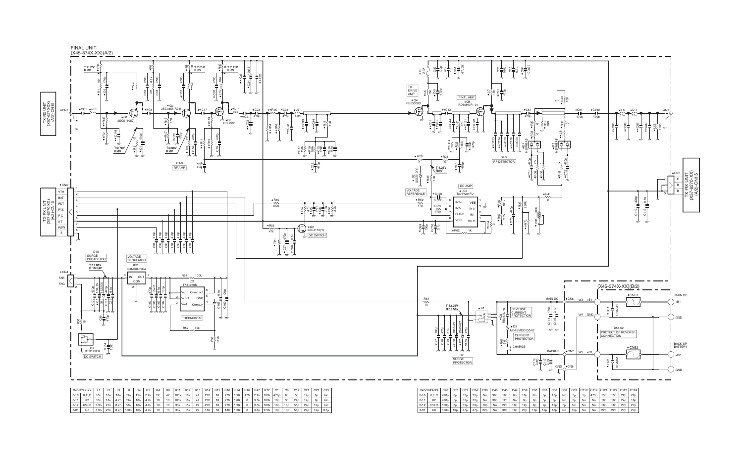FINAL UNIT
(X45-374X-XX)(A/2)

(X45-374X-XX)(B/2)

| X45-374X-XX | | L1 | L2 | L3 | L8 | L14 | R2 | R4 | R6 | R11 | R12 | R13 | R14 | R15 | R16 | R24 | R46 | R47 | R72 | C1 | C8 | C17 | C21 | C22 | C25 |
|---|---|---|---|---|---|---|---|---|---|---|---|---|---|---|---|---|---|---|---|---|---|---|---|---|---|
| 0-10 | K,E,C | 10n | 10n | 18n | 39n | 15n | 2.2k | 22 | 47 | 100k | 18k | 47 | 270 | 18 | 270 | 100k | 470 | 2.2k | 180k | 470p | 8p | 5p | 12p | 6p | No |
| 0-11 | K2 | 10n | 18n | 4.7n | 39n | 10n | 4.7k | 10 | 10 | 100k | 18k | 47 | 270 | 18 | 270 | 120k | 0 | 3.3k | 180k | 10p | 3p | 27p | 12p | 9p | No |
| 0-12 | K3,C3 | 10n | 27n | 8.2n | 68n | 10n | 4.7k | 10 | 10 | 33k | 15k | 22 | 270 | 18 | 270 | 100k | 0 | 3.3k | 180k | 10p | 10p | 56p | 22p | 12p | No |
| 3-01 | C6 | 3.3n | 27n | 8.2n | 100n | 10n | 4.7k | 10 | 10 | 33k | 15k | 22 | 180 | 33 | 180 | 100k | 0 | 3.3k | 270k | 10p | 10p | 56p | 22p | 12p | 0.1u |

| X45-374X-XX | | C26 | C32 | C33 | C34 | C39 | C40 | C43 | C44 | C59 | C60 | C83 | C86 | C88 | C89 | C118 | C119 | C121 | C122 | C123 | C124 |
|---|---|---|---|---|---|---|---|---|---|---|---|---|---|---|---|---|---|---|---|---|---|
| 0-10 | K,E,C | 470p | 8p | 33p | 33p | No | 30p | 18p | 6p | 10p | No | 6p | 10p | No | 5p | 5p | 470p | 15p | 15p | 22p | 22p |
| 0-11 | K2 | 470p | 6p | 33p | 33p | No | 30p | 12p | No | 9p | 6p | 5p | 8p | No | 5p | No | No | 18p | 18p | 24p | 18p |
| 0-12 | K3,C3 | 100p | 8p | 39p | 39p | 18p | No | 22p | 10p | 12p | 8p | 7p | 12p | 8p | No | No | No | 18p | 18p | 27p | 27p |
| 3-01 | C6 | 100p | 10p | 47p | 47p | 22p | No | 39p | 10p | 27p | 10p | 10p | 18p | No | 10p | No | No | 22p | 22p | 27p | 27p |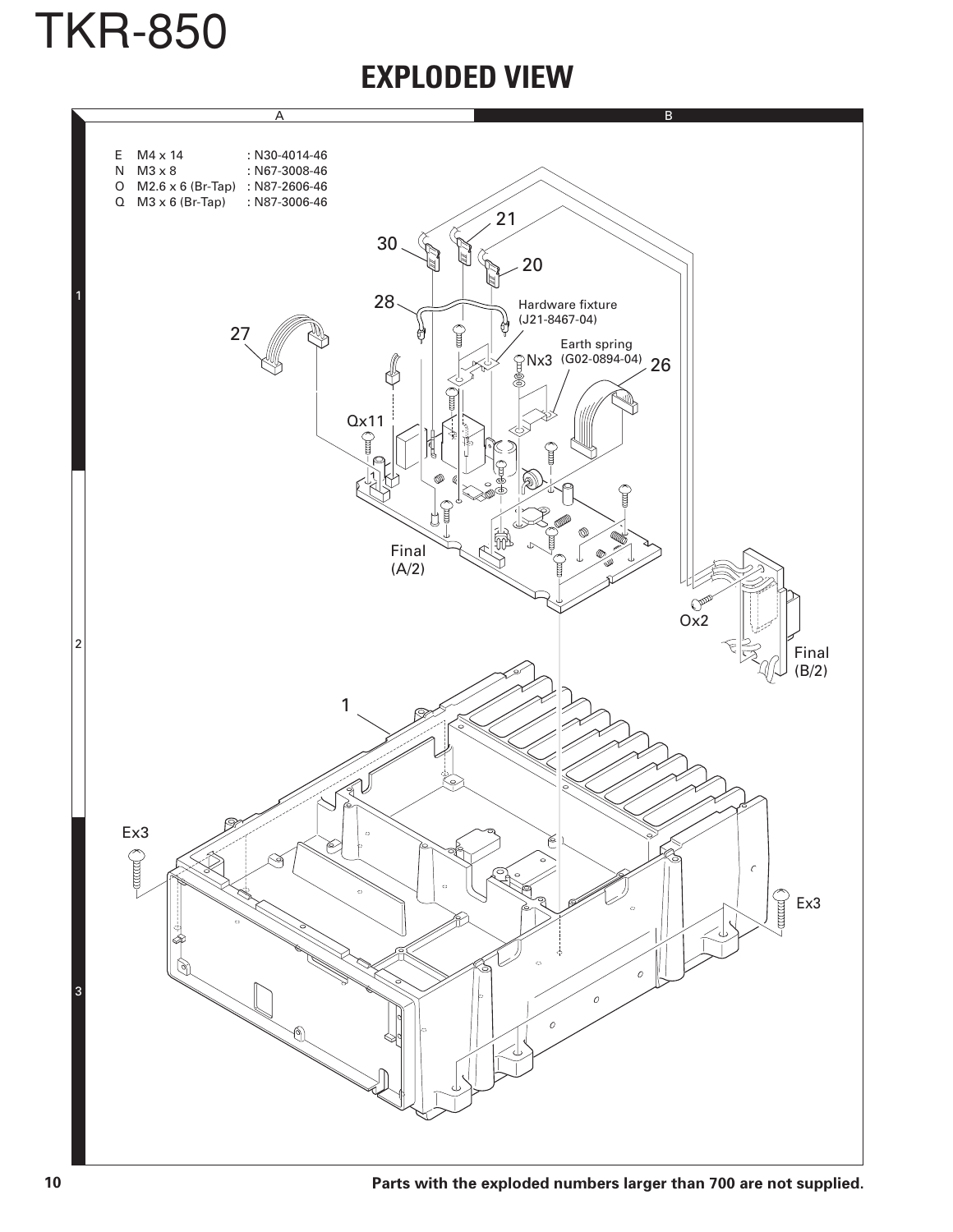# EXPLODED VIEW

| | | |
|---|---|---|
| E | M4 x 14 | : N30-4014-46 |
| N | M3 x 8 | : N67-3008-46 |
| O | M2.6 x 6 (Br-Tap) | : N87-2606-46 |
| Q | M3 x 6 (Br-Tap) | : N87-3006-46 |

Hardware fixture (J21-8467-04)

Earth spring (G02-0894-04)

Final (A/2)

Final (B/2)

Parts with the exploded numbers larger than 700 are not supplied.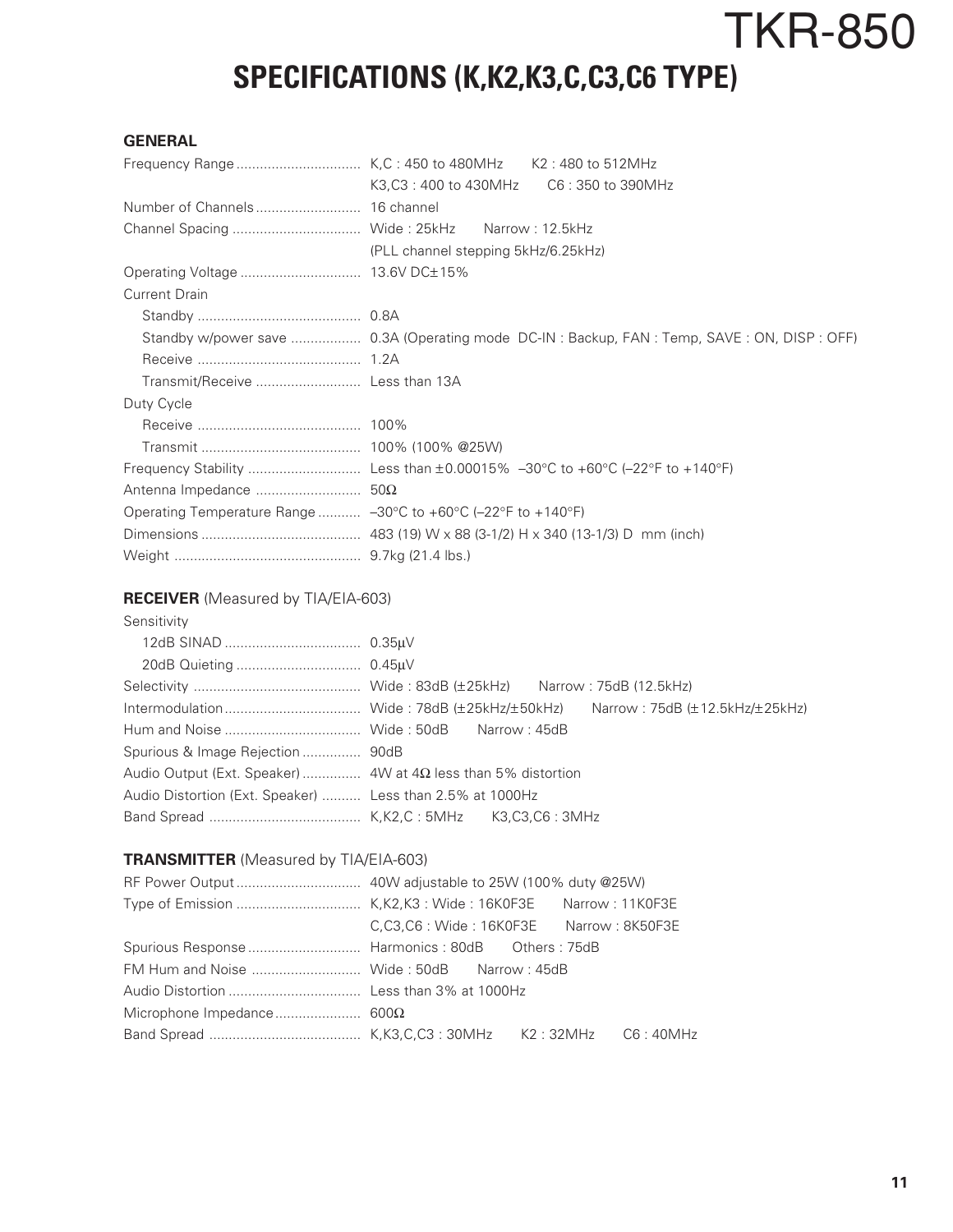TKR-850

# SPECIFICATIONS (K,K2,K3,C,C3,C6 TYPE)

### GENERAL

| | |
|---|---|
| Frequency Range | K,C : 450 to 480MHz    K2 : 480 to 512MHz<br>K3,C3 : 400 to 430MHz    C6 : 350 to 390MHz |
| Number of Channels | 16 channel |
| Channel Spacing | Wide : 25kHz    Narrow : 12.5kHz<br>(PLL channel stepping 5kHz/6.25kHz) |
| Operating Voltage | 13.6V DC±15% |
| Current Drain | |
| Standby | 0.8A |
| Standby w/power save | 0.3A (Operating mode DC-IN : Backup, FAN : Temp, SAVE : ON, DISP : OFF) |
| Receive | 1.2A |
| Transmit/Receive | Less than 13A |
| Duty Cycle | |
| Receive | 100% |
| Transmit | 100% (100% @25W) |
| Frequency Stability | Less than ±0.00015% –30°C to +60°C (–22°F to +140°F) |
| Antenna Impedance | 50Ω |
| Operating Temperature Range | –30°C to +60°C (–22°F to +140°F) |
| Dimensions | 483 (19) W x 88 (3-1/2) H x 340 (13-1/3) D mm (inch) |
| Weight | 9.7kg (21.4 lbs.) |

### RECEIVER (Measured by TIA/EIA-603)

| | |
|---|---|
| Sensitivity | |
| 12dB SINAD | 0.35μV |
| 20dB Quieting | 0.45μV |
| Selectivity | Wide : 83dB (±25kHz)    Narrow : 75dB (12.5kHz) |
| Intermodulation | Wide : 78dB (±25kHz/±50kHz)    Narrow : 75dB (±12.5kHz/±25kHz) |
| Hum and Noise | Wide : 50dB    Narrow : 45dB |
| Spurious & Image Rejection | 90dB |
| Audio Output (Ext. Speaker) | 4W at 4Ω less than 5% distortion |
| Audio Distortion (Ext. Speaker) | Less than 2.5% at 1000Hz |
| Band Spread | K,K2,C : 5MHz    K3,C3,C6 : 3MHz |

### TRANSMITTER (Measured by TIA/EIA-603)

| | |
|---|---|
| RF Power Output | 40W adjustable to 25W (100% duty @25W) |
| Type of Emission | K,K2,K3 : Wide : 16K0F3E    Narrow : 11K0F3E<br>C,C3,C6 : Wide : 16K0F3E    Narrow : 8K50F3E |
| Spurious Response | Harmonics : 80dB    Others : 75dB |
| FM Hum and Noise | Wide : 50dB    Narrow : 45dB |
| Audio Distortion | Less than 3% at 1000Hz |
| Microphone Impedance | 600Ω |
| Band Spread | K,K3,C,C3 : 30MHz    K2 : 32MHz    C6 : 40MHz |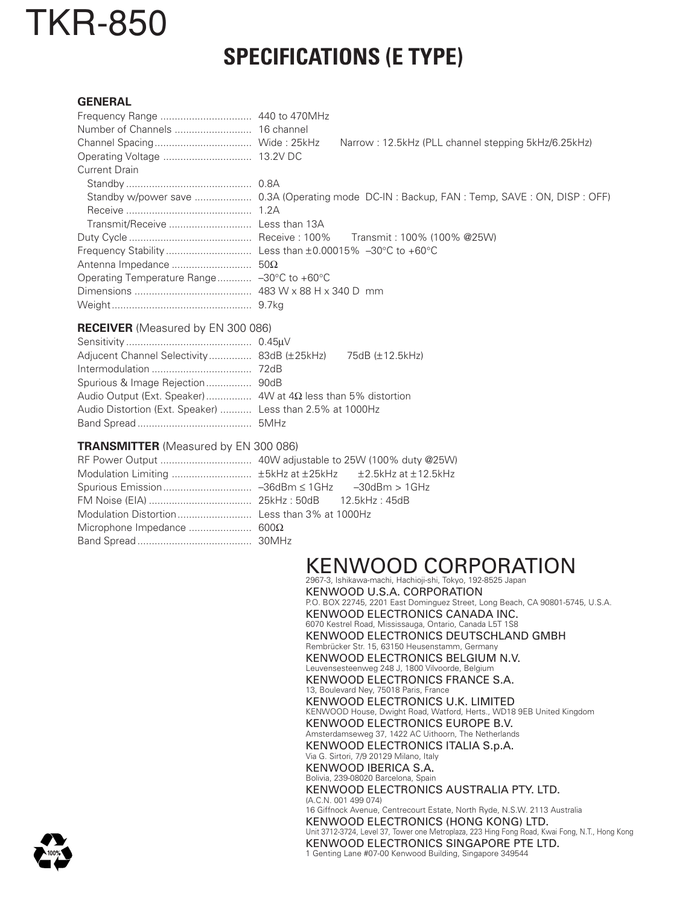# TKR-850

## SPECIFICATIONS (E TYPE)

### GENERAL

| | | |
|---|---|---|
| Frequency Range | 440 to 470MHz | |
| Number of Channels | 16 channel | |
| Channel Spacing | Wide : 25kHz | Narrow : 12.5kHz (PLL channel stepping 5kHz/6.25kHz) |
| Operating Voltage | 13.2V DC | |
| Current Drain | | |
| Standby | 0.8A | |
| Standby w/power save | 0.3A (Operating mode DC-IN : Backup, FAN : Temp, SAVE : ON, DISP : OFF) | |
| Receive | 1.2A | |
| Transmit/Receive | Less than 13A | |
| Duty Cycle | Receive : 100% | Transmit : 100% (100% @25W) |
| Frequency Stability | Less than ±0.00015% –30°C to +60°C | |
| Antenna Impedance | 50Ω | |
| Operating Temperature Range | –30°C to +60°C | |
| Dimensions | 483 W x 88 H x 340 D mm | |
| Weight | 9.7kg | |

### RECEIVER (Measured by EN 300 086)

| | | |
|---|---|---|
| Sensitivity | 0.45μV | |
| Adjucent Channel Selectivity | 83dB (±25kHz) | 75dB (±12.5kHz) |
| Intermodulation | 72dB | |
| Spurious & Image Rejection | 90dB | |
| Audio Output (Ext. Speaker) | 4W at 4Ω less than 5% distortion | |
| Audio Distortion (Ext. Speaker) | Less than 2.5% at 1000Hz | |
| Band Spread | 5MHz | |

### TRANSMITTER (Measured by EN 300 086)

| | | |
|---|---|---|
| RF Power Output | 40W adjustable to 25W (100% duty @25W) | |
| Modulation Limiting | ±5kHz at ±25kHz | ±2.5kHz at ±12.5kHz |
| Spurious Emission | –36dBm ≤ 1GHz | –30dBm > 1GHz |
| FM Noise (EIA) | 25kHz : 50dB | 12.5kHz : 45dB |
| Modulation Distortion | Less than 3% at 1000Hz | |
| Microphone Impedance | 600Ω | |
| Band Spread | 30MHz | |

**KENWOOD CORPORATION**
2967-3, Ishikawa-machi, Hachioji-shi, Tokyo, 192-8525 Japan

**KENWOOD U.S.A. CORPORATION**
P.O. BOX 22745, 2201 East Dominguez Street, Long Beach, CA 90801-5745, U.S.A.

**KENWOOD ELECTRONICS CANADA INC.**
6070 Kestrel Road, Mississauga, Ontario, Canada L5T 1S8

**KENWOOD ELECTRONICS DEUTSCHLAND GMBH**
Rembrücker Str. 15, 63150 Heusenstamm, Germany

**KENWOOD ELECTRONICS BELGIUM N.V.**
Leuvensesteenweg 248 J, 1800 Vilvoorde, Belgium

**KENWOOD ELECTRONICS FRANCE S.A.**
13, Boulevard Ney, 75018 Paris, France

**KENWOOD ELECTRONICS U.K. LIMITED**
KENWOOD House, Dwight Road, Watford, Herts., WD18 9EB United Kingdom

**KENWOOD ELECTRONICS EUROPE B.V.**
Amsterdamseweg 37, 1422 AC Uithoorn, The Netherlands

**KENWOOD ELECTRONICS ITALIA S.p.A.**
Via G. Sirtori, 7/9 20129 Milano, Italy

**KENWOOD IBERICA S.A.**
Bolivia, 239-08020 Barcelona, Spain

**KENWOOD ELECTRONICS AUSTRALIA PTY. LTD.**
(A.C.N. 001 499 074)
16 Giffnock Avenue, Centrecourt Estate, North Ryde, N.S.W. 2113 Australia

**KENWOOD ELECTRONICS (HONG KONG) LTD.**
Unit 3712-3724, Level 37, Tower one Metroplaza, 223 Hing Fong Road, Kwai Fong, N.T., Hong Kong

**KENWOOD ELECTRONICS SINGAPORE PTE LTD.**
1 Genting Lane #07-00 Kenwood Building, Singapore 349544